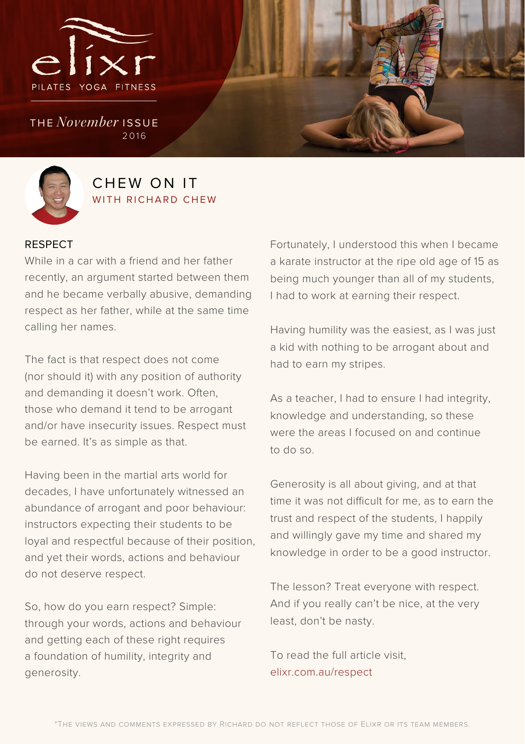elixr

PILATES YOGA FITNESS

THE *November* ISSUE 2016

# CHEW ON IT

## WITH RICHARD CHEW

### RESPECT

While in a car with a friend and her father recently, an argument started between them and he became verbally abusive, demanding respect as her father, while at the same time calling her names.

The fact is that respect does not come (nor should it) with any position of authority and demanding it doesn't work. Often, those who demand it tend to be arrogant and/or have insecurity issues. Respect must be earned. It's as simple as that.

Having been in the martial arts world for decades, I have unfortunately witnessed an abundance of arrogant and poor behaviour: instructors expecting their students to be loyal and respectful because of their position, and yet their words, actions and behaviour do not deserve respect.

So, how do you earn respect? Simple: through your words, actions and behaviour and getting each of these right requires a foundation of humility, integrity and generosity.

Fortunately, I understood this when I became a karate instructor at the ripe old age of 15 as being much younger than all of my students, I had to work at earning their respect.

Having humility was the easiest, as I was just a kid with nothing to be arrogant about and had to earn my stripes.

As a teacher, I had to ensure I had integrity, knowledge and understanding, so these were the areas I focused on and continue to do so.

Generosity is all about giving, and at that time it was not difficult for me, as to earn the trust and respect of the students, I happily and willingly gave my time and shared my knowledge in order to be a good instructor.

The lesson? Treat everyone with respect. And if you really can't be nice, at the very least, don't be nasty.

To read the full article visit, elixr.com.au/respect

*The views and comments expressed by Richard do not reflect those of Elixr or its team members.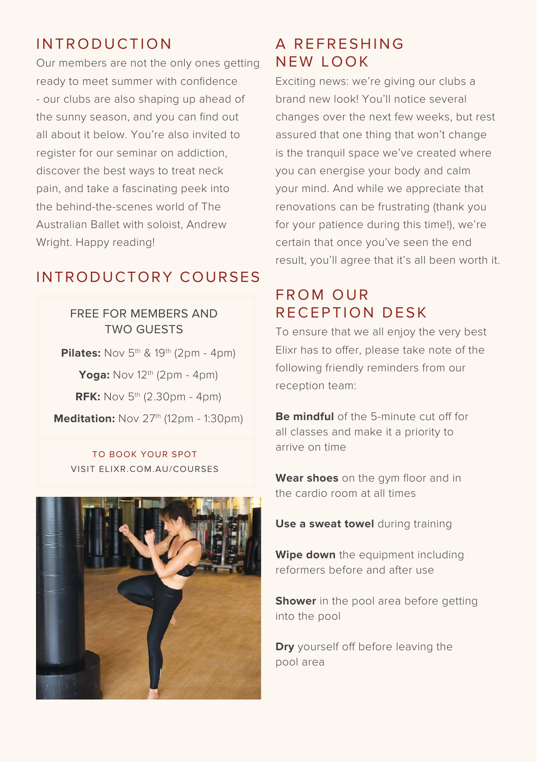## INTRODUCTION

Our members are not the only ones getting ready to meet summer with confidence - our clubs are also shaping up ahead of the sunny season, and you can find out all about it below. You're also invited to register for our seminar on addiction, discover the best ways to treat neck pain, and take a fascinating peek into the behind-the-scenes world of The Australian Ballet with soloist, Andrew Wright. Happy reading!

## INTRODUCTORY COURSES

FREE FOR MEMBERS AND TWO GUESTS

**Pilates:** Nov 5th & 19th (2pm - 4pm)

**Yoga:** Nov 12th (2pm - 4pm)

**RFK:** Nov 5th (2.30pm - 4pm)

**Meditation:** Nov 27th (12pm - 1:30pm)

TO BOOK YOUR SPOT
VISIT ELIXR.COM.AU/COURSES

## A REFRESHING NEW LOOK

Exciting news: we're giving our clubs a brand new look! You'll notice several changes over the next few weeks, but rest assured that one thing that won't change is the tranquil space we've created where you can energise your body and calm your mind. And while we appreciate that renovations can be frustrating (thank you for your patience during this time!), we're certain that once you've seen the end result, you'll agree that it's all been worth it.

## FROM OUR RECEPTION DESK

To ensure that we all enjoy the very best Elixr has to offer, please take note of the following friendly reminders from our reception team:

**Be mindful** of the 5-minute cut off for all classes and make it a priority to arrive on time

**Wear shoes** on the gym floor and in the cardio room at all times

**Use a sweat towel** during training

**Wipe down** the equipment including reformers before and after use

**Shower** in the pool area before getting into the pool

**Dry** yourself off before leaving the pool area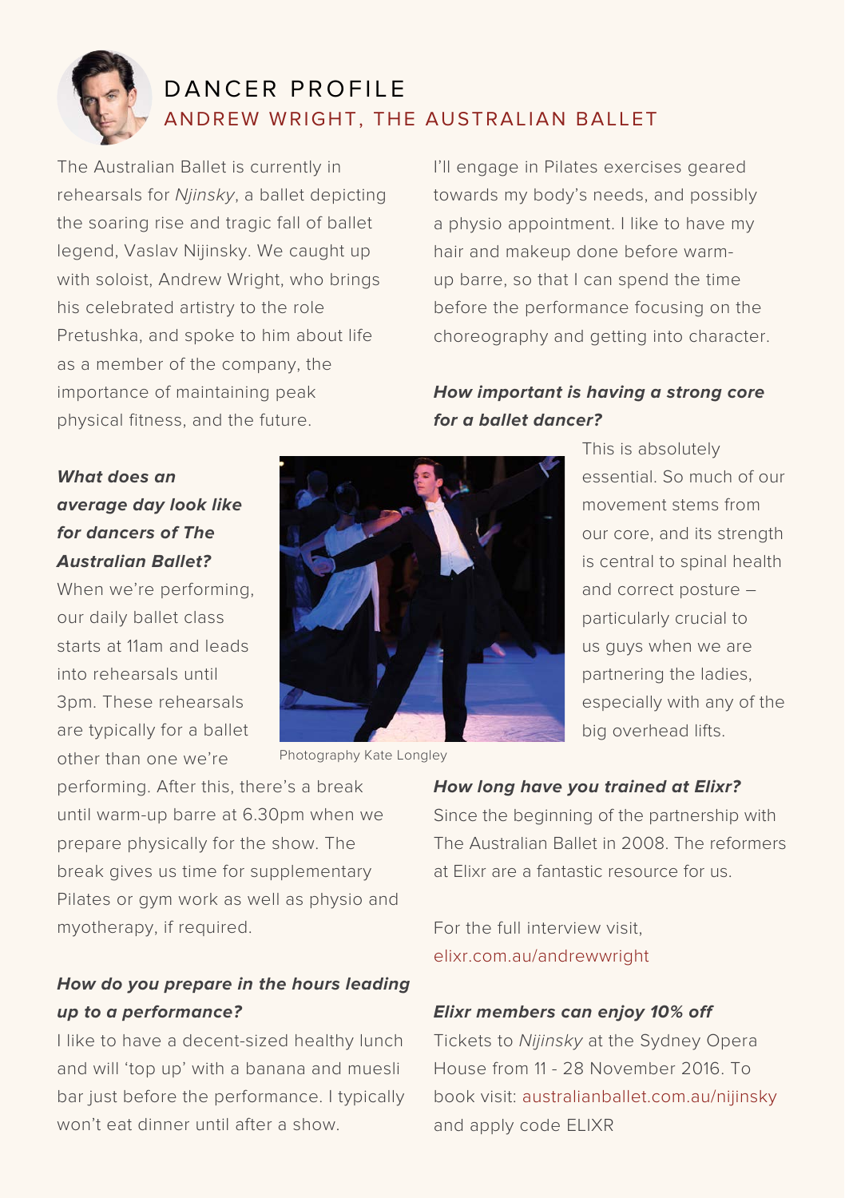# DANCER PROFILE

## ANDREW WRIGHT, THE AUSTRALIAN BALLET

The Australian Ballet is currently in rehearsals for *Njinsky*, a ballet depicting the soaring rise and tragic fall of ballet legend, Vaslav Nijinsky. We caught up with soloist, Andrew Wright, who brings his celebrated artistry to the role Pretushka, and spoke to him about life as a member of the company, the importance of maintaining peak physical fitness, and the future.

***What does an average day look like for dancers of The Australian Ballet?***

When we're performing, our daily ballet class starts at 11am and leads into rehearsals until 3pm. These rehearsals are typically for a ballet other than one we're performing. After this, there's a break until warm-up barre at 6.30pm when we prepare physically for the show. The break gives us time for supplementary Pilates or gym work as well as physio and myotherapy, if required.

Photography Kate Longley

***How do you prepare in the hours leading up to a performance?***

I like to have a decent-sized healthy lunch and will 'top up' with a banana and muesli bar just before the performance. I typically won't eat dinner until after a show. I'll engage in Pilates exercises geared towards my body's needs, and possibly a physio appointment. I like to have my hair and makeup done before warm-up barre, so that I can spend the time before the performance focusing on the choreography and getting into character.

***How important is having a strong core for a ballet dancer?***

This is absolutely essential. So much of our movement stems from our core, and its strength is central to spinal health and correct posture – particularly crucial to us guys when we are partnering the ladies, especially with any of the big overhead lifts.

***How long have you trained at Elixr?***

Since the beginning of the partnership with The Australian Ballet in 2008. The reformers at Elixr are a fantastic resource for us.

For the full interview visit, elixr.com.au/andrewwright

***Elixr members can enjoy 10% off***

Tickets to *Nijinsky* at the Sydney Opera House from 11 - 28 November 2016. To book visit: australianballet.com.au/nijinsky and apply code ELIXR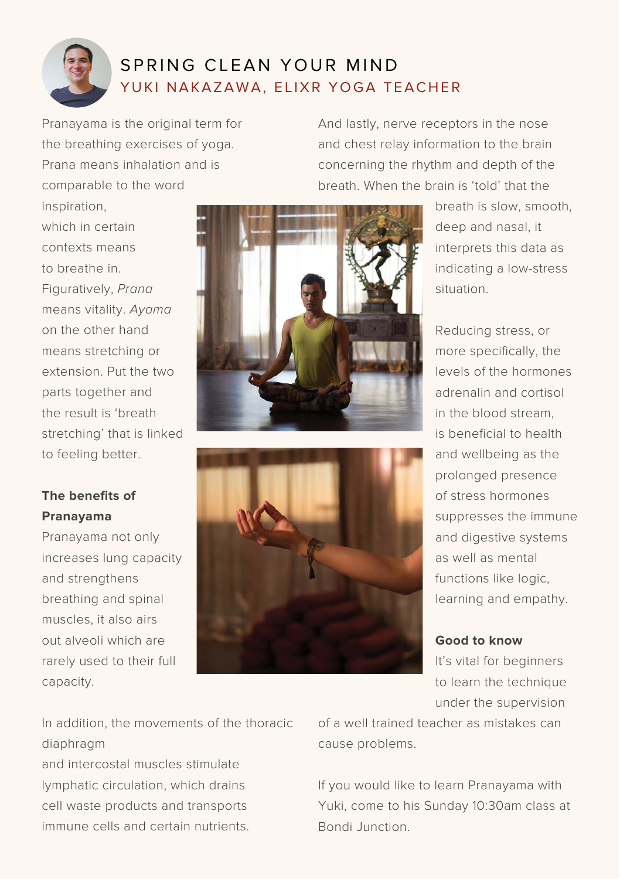# SPRING CLEAN YOUR MIND

## YUKI NAKAZAWA, ELIXR YOGA TEACHER

Pranayama is the original term for the breathing exercises of yoga. Prana means inhalation and is comparable to the word inspiration, which in certain contexts means to breathe in. Figuratively, *Prana* means vitality. *Ayama* on the other hand means stretching or extension. Put the two parts together and the result is 'breath stretching' that is linked to feeling better.

**The benefits of Pranayama**

Pranayama not only increases lung capacity and strengthens breathing and spinal muscles, it also airs out alveoli which are rarely used to their full capacity.

In addition, the movements of the thoracic diaphragm and intercostal muscles stimulate lymphatic circulation, which drains cell waste products and transports immune cells and certain nutrients.

And lastly, nerve receptors in the nose and chest relay information to the brain concerning the rhythm and depth of the breath. When the brain is 'told' that the breath is slow, smooth, deep and nasal, it interprets this data as indicating a low-stress situation.

Reducing stress, or more specifically, the levels of the hormones adrenalin and cortisol in the blood stream, is beneficial to health and wellbeing as the prolonged presence of stress hormones suppresses the immune and digestive systems as well as mental functions like logic, learning and empathy.

**Good to know**

It's vital for beginners to learn the technique under the supervision of a well trained teacher as mistakes can cause problems.

If you would like to learn Pranayama with Yuki, come to his Sunday 10:30am class at Bondi Junction.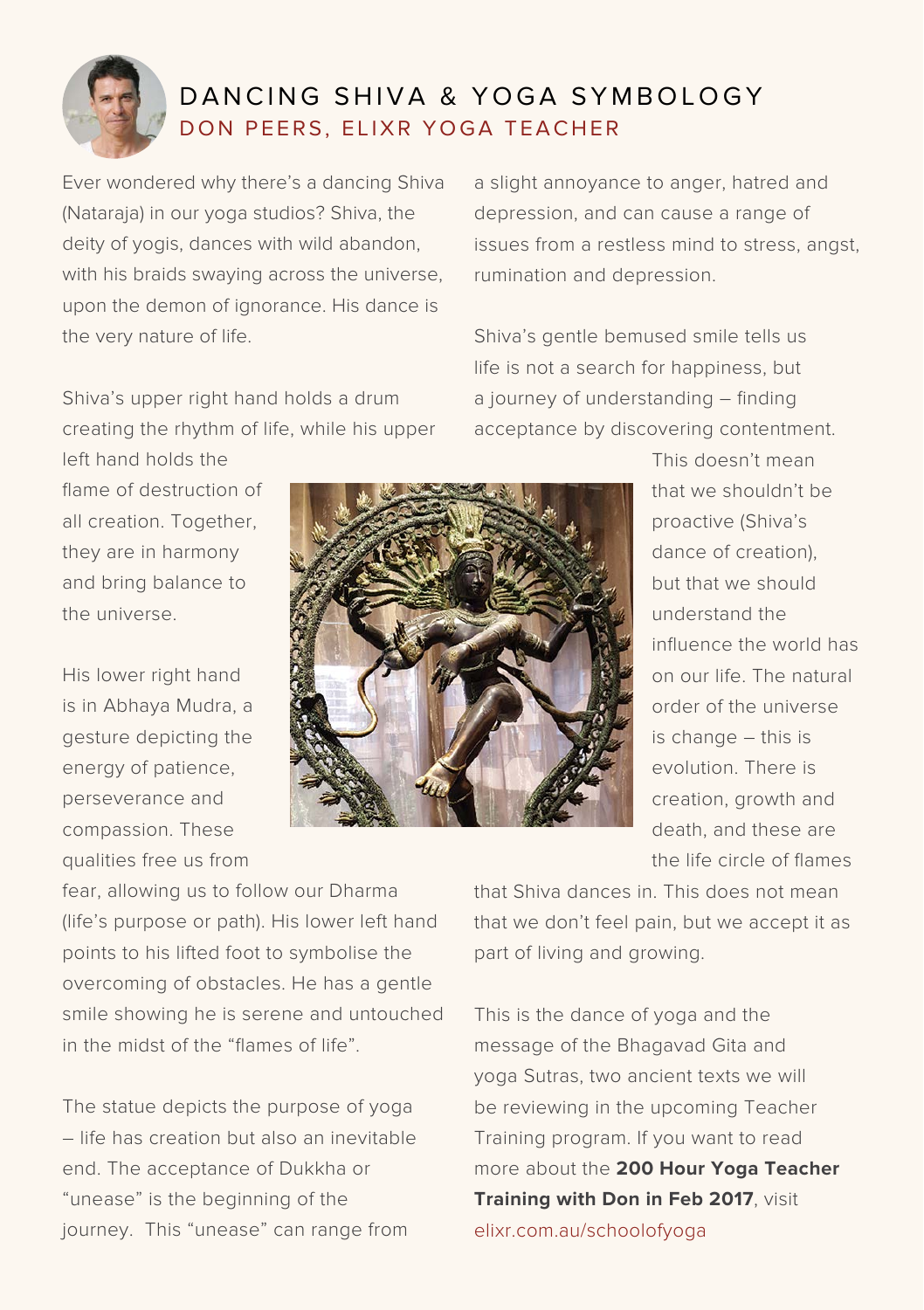# DANCING SHIVA & YOGA SYMBOLOGY

## DON PEERS, ELIXR YOGA TEACHER

Ever wondered why there's a dancing Shiva (Nataraja) in our yoga studios? Shiva, the deity of yogis, dances with wild abandon, with his braids swaying across the universe, upon the demon of ignorance. His dance is the very nature of life.

Shiva's upper right hand holds a drum creating the rhythm of life, while his upper left hand holds the flame of destruction of all creation. Together, they are in harmony and bring balance to the universe.

His lower right hand is in Abhaya Mudra, a gesture depicting the energy of patience, perseverance and compassion. These qualities free us from fear, allowing us to follow our Dharma (life's purpose or path). His lower left hand points to his lifted foot to symbolise the overcoming of obstacles. He has a gentle smile showing he is serene and untouched in the midst of the "flames of life".

The statue depicts the purpose of yoga – life has creation but also an inevitable end. The acceptance of Dukkha or "unease" is the beginning of the journey. This "unease" can range from a slight annoyance to anger, hatred and depression, and can cause a range of issues from a restless mind to stress, angst, rumination and depression.

Shiva's gentle bemused smile tells us life is not a search for happiness, but a journey of understanding – finding acceptance by discovering contentment. This doesn't mean that we shouldn't be proactive (Shiva's dance of creation), but that we should understand the influence the world has on our life. The natural order of the universe is change – this is evolution. There is creation, growth and death, and these are the life circle of flames that Shiva dances in. This does not mean that we don't feel pain, but we accept it as part of living and growing.

This is the dance of yoga and the message of the Bhagavad Gita and yoga Sutras, two ancient texts we will be reviewing in the upcoming Teacher Training program. If you want to read more about the **200 Hour Yoga Teacher Training with Don in Feb 2017**, visit elixr.com.au/schoolofyoga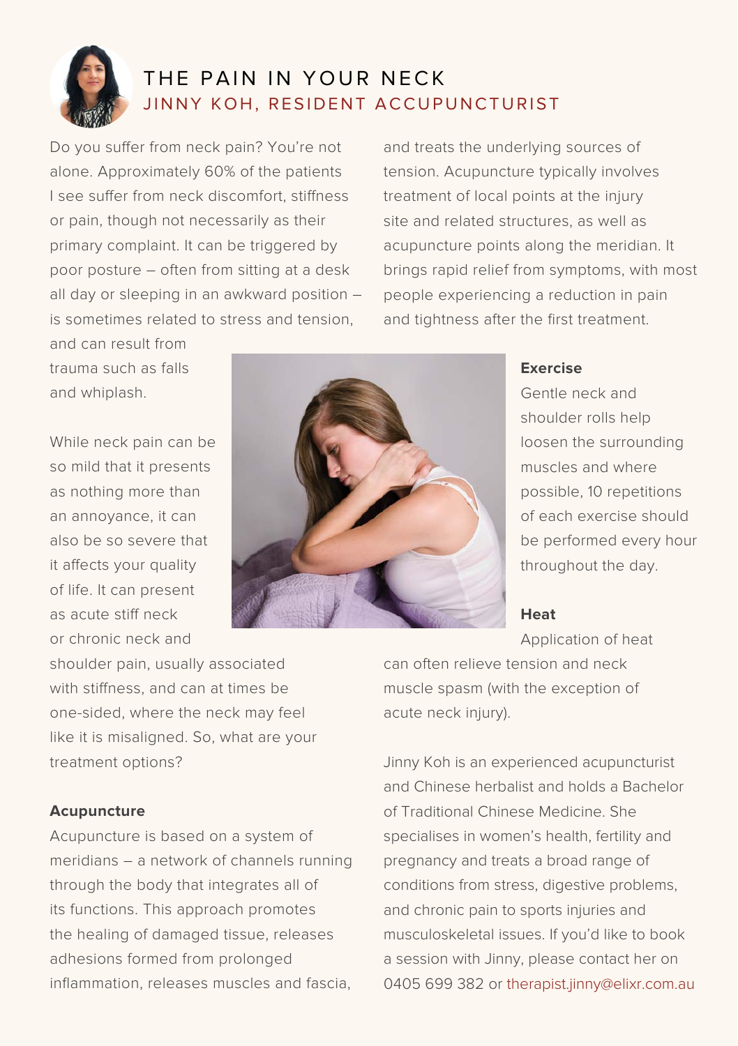# THE PAIN IN YOUR NECK

## JINNY KOH, RESIDENT ACCUPUNCTURIST

Do you suffer from neck pain? You're not alone. Approximately 60% of the patients I see suffer from neck discomfort, stiffness or pain, though not necessarily as their primary complaint. It can be triggered by poor posture – often from sitting at a desk all day or sleeping in an awkward position – is sometimes related to stress and tension, and can result from trauma such as falls and whiplash.

While neck pain can be so mild that it presents as nothing more than an annoyance, it can also be so severe that it affects your quality of life. It can present as acute stiff neck or chronic neck and shoulder pain, usually associated with stiffness, and can at times be one-sided, where the neck may feel like it is misaligned. So, what are your treatment options?

**Acupuncture**

Acupuncture is based on a system of meridians – a network of channels running through the body that integrates all of its functions. This approach promotes the healing of damaged tissue, releases adhesions formed from prolonged inflammation, releases muscles and fascia, and treats the underlying sources of tension. Acupuncture typically involves treatment of local points at the injury site and related structures, as well as acupuncture points along the meridian. It brings rapid relief from symptoms, with most people experiencing a reduction in pain and tightness after the first treatment.

**Exercise**

Gentle neck and shoulder rolls help loosen the surrounding muscles and where possible, 10 repetitions of each exercise should be performed every hour throughout the day.

**Heat**

Application of heat can often relieve tension and neck muscle spasm (with the exception of acute neck injury).

Jinny Koh is an experienced acupuncturist and Chinese herbalist and holds a Bachelor of Traditional Chinese Medicine. She specialises in women's health, fertility and pregnancy and treats a broad range of conditions from stress, digestive problems, and chronic pain to sports injuries and musculoskeletal issues. If you'd like to book a session with Jinny, please contact her on 0405 699 382 or therapist.jinny@elixr.com.au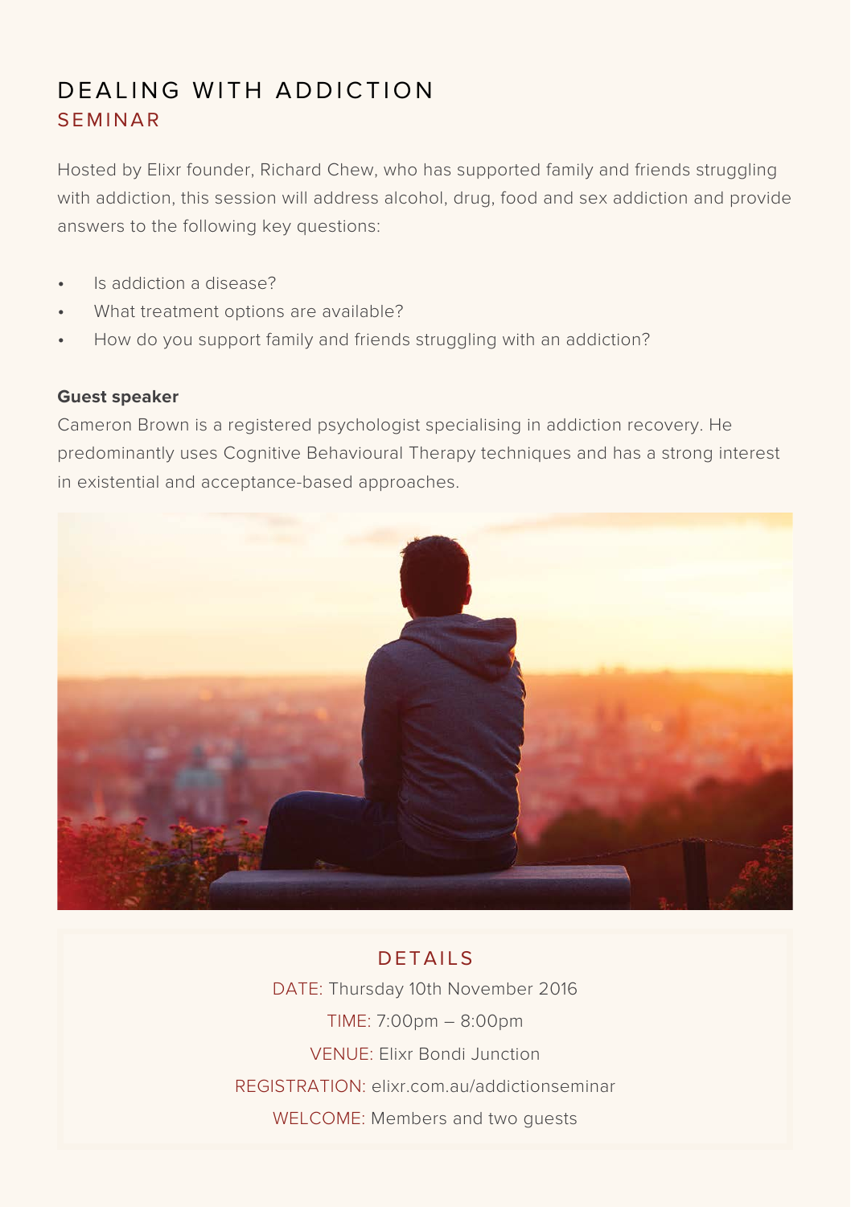# DEALING WITH ADDICTION
## SEMINAR

Hosted by Elixr founder, Richard Chew, who has supported family and friends struggling with addiction, this session will address alcohol, drug, food and sex addiction and provide answers to the following key questions:

- Is addiction a disease?
- What treatment options are available?
- How do you support family and friends struggling with an addiction?

**Guest speaker**

Cameron Brown is a registered psychologist specialising in addiction recovery. He predominantly uses Cognitive Behavioural Therapy techniques and has a strong interest in existential and acceptance-based approaches.

## DETAILS

DATE: Thursday 10th November 2016

TIME: 7:00pm – 8:00pm

VENUE: Elixr Bondi Junction

REGISTRATION: elixr.com.au/addictionseminar

WELCOME: Members and two guests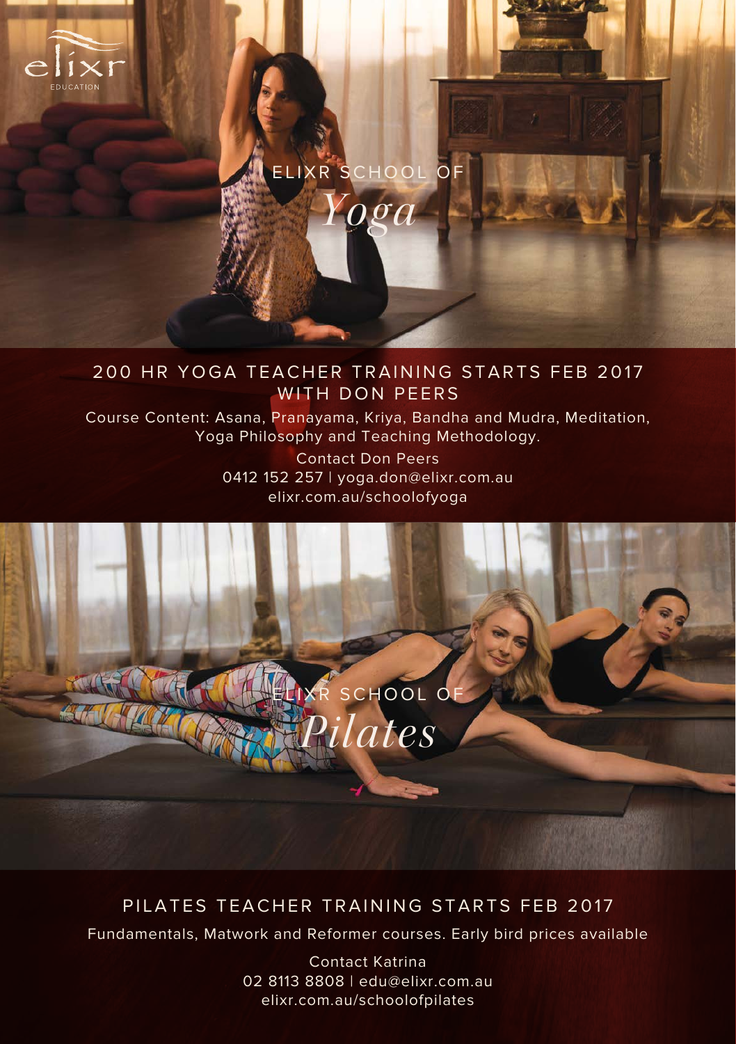elixr EDUCATION

# ELIXR SCHOOL OF *Yoga*

## 200 HR YOGA TEACHER TRAINING STARTS FEB 2017 WITH DON PEERS

Course Content: Asana, Pranayama, Kriya, Bandha and Mudra, Meditation, Yoga Philosophy and Teaching Methodology.

Contact Don Peers
0412 152 257 | yoga.don@elixr.com.au
elixr.com.au/schoolofyoga

# ELIXR SCHOOL OF *Pilates*

## PILATES TEACHER TRAINING STARTS FEB 2017

Fundamentals, Matwork and Reformer courses. Early bird prices available

Contact Katrina
02 8113 8808 | edu@elixr.com.au
elixr.com.au/schoolofpilates